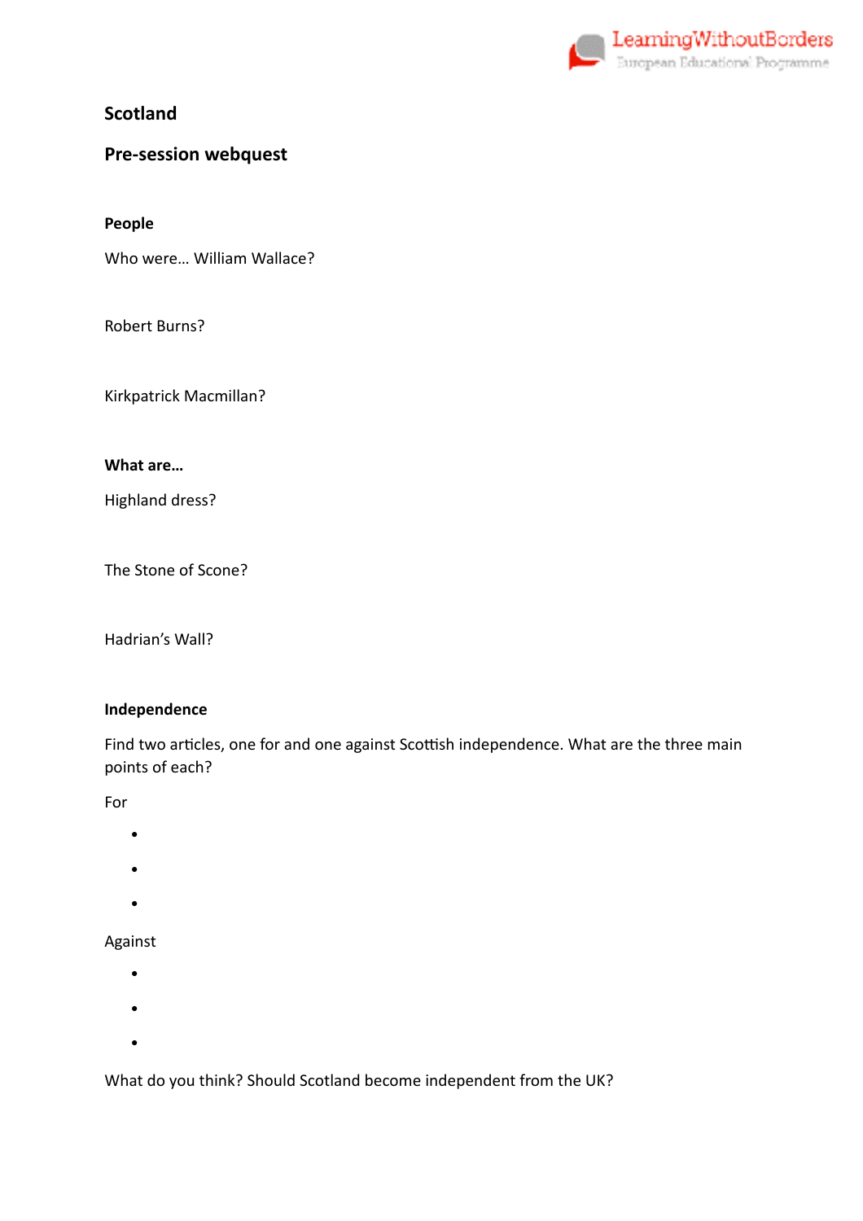LearningWithoutBorders
European Educational Programme

# Scotland

## Pre-session webquest

### People

Who were… William Wallace?

Robert Burns?

Kirkpatrick Macmillan?

### What are…

Highland dress?

The Stone of Scone?

Hadrian's Wall?

### Independence

Find two articles, one for and one against Scottish independence. What are the three main points of each?

For

- 
- 
- 

Against

- 
- 
- 

What do you think? Should Scotland become independent from the UK?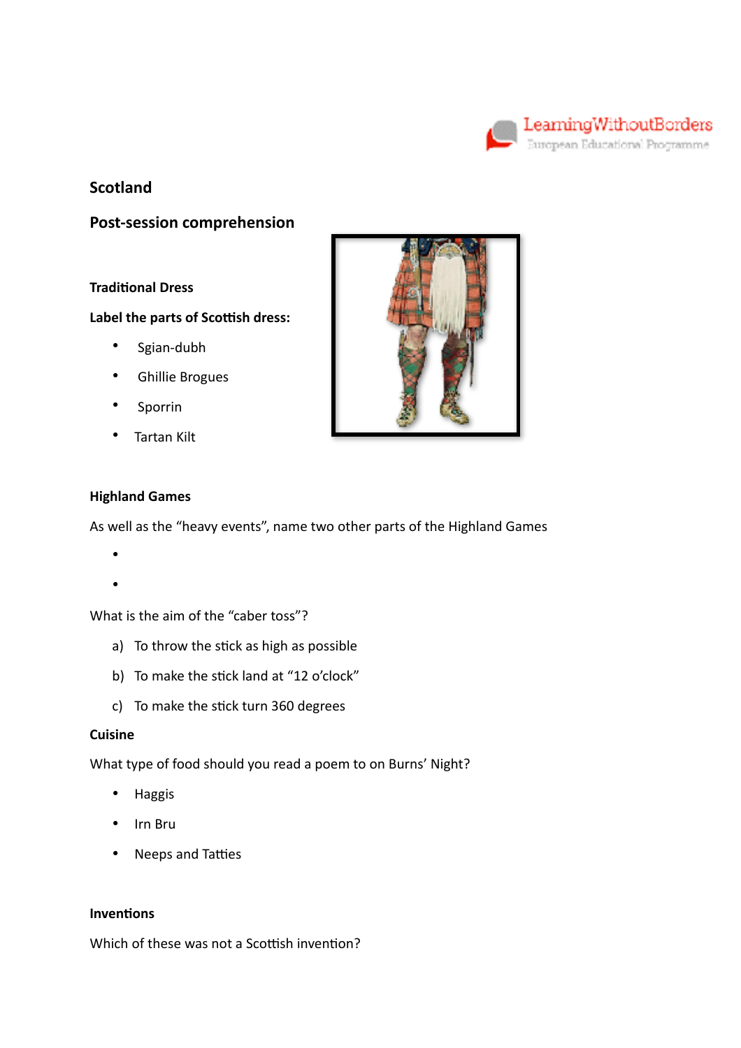# Scotland

## Post-session comprehension

### Traditional Dress

**Label the parts of Scottish dress:**

- Sgian-dubh
- Ghillie Brogues
- Sporrin
- Tartan Kilt

### Highland Games

As well as the "heavy events", name two other parts of the Highland Games

- 
- 

What is the aim of the "caber toss"?

a) To throw the stick as high as possible

b) To make the stick land at "12 o'clock"

c) To make the stick turn 360 degrees

### Cuisine

What type of food should you read a poem to on Burns' Night?

- Haggis
- Irn Bru
- Neeps and Tatties

### Inventions

Which of these was not a Scottish invention?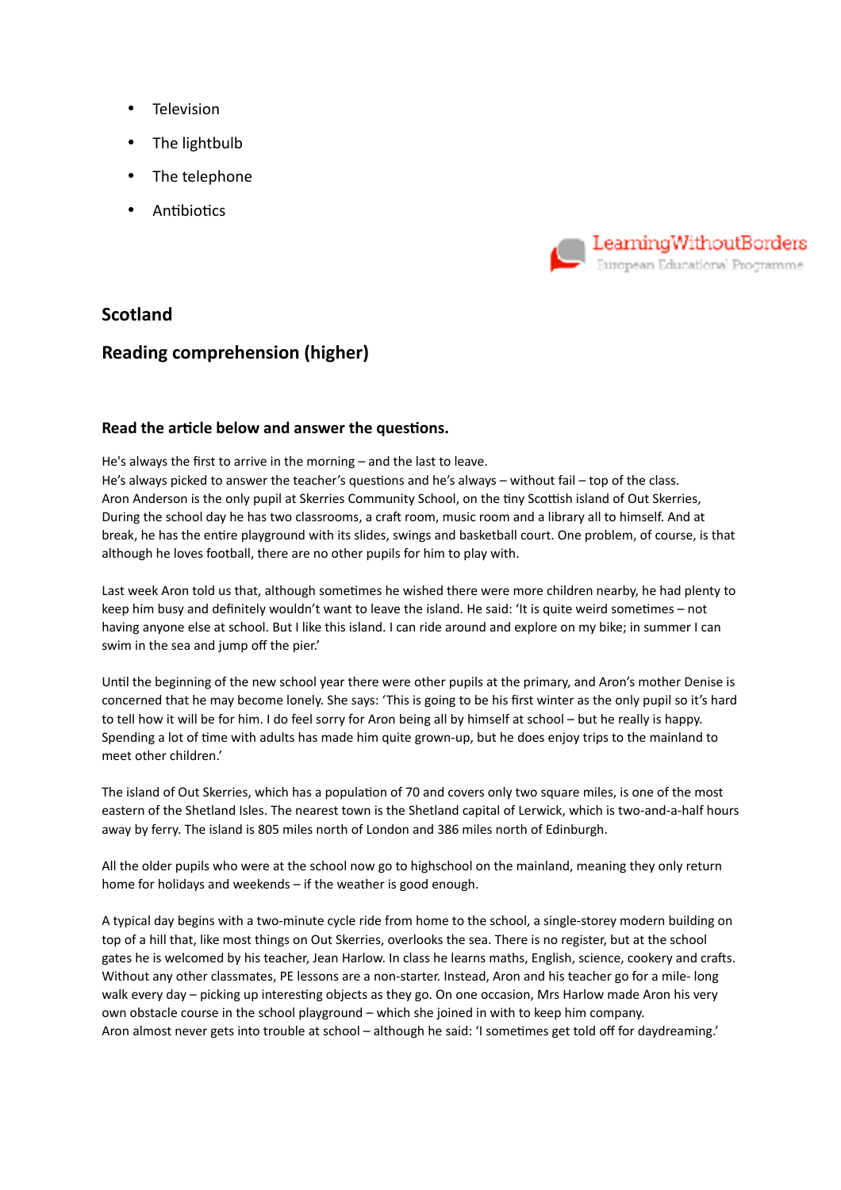- Television
- The lightbulb
- The telephone
- Antibiotics

## Scotland

## Reading comprehension (higher)

### Read the article below and answer the questions.

He's always the first to arrive in the morning – and the last to leave.
He's always picked to answer the teacher's questions and he's always – without fail – top of the class.
Aron Anderson is the only pupil at Skerries Community School, on the tiny Scottish island of Out Skerries,
During the school day he has two classrooms, a craft room, music room and a library all to himself. And at break, he has the entire playground with its slides, swings and basketball court. One problem, of course, is that although he loves football, there are no other pupils for him to play with.

Last week Aron told us that, although sometimes he wished there were more children nearby, he had plenty to keep him busy and definitely wouldn't want to leave the island. He said: 'It is quite weird sometimes – not having anyone else at school. But I like this island. I can ride around and explore on my bike; in summer I can swim in the sea and jump off the pier.'

Until the beginning of the new school year there were other pupils at the primary, and Aron's mother Denise is concerned that he may become lonely. She says: 'This is going to be his first winter as the only pupil so it's hard to tell how it will be for him. I do feel sorry for Aron being all by himself at school – but he really is happy. Spending a lot of time with adults has made him quite grown-up, but he does enjoy trips to the mainland to meet other children.'

The island of Out Skerries, which has a population of 70 and covers only two square miles, is one of the most eastern of the Shetland Isles. The nearest town is the Shetland capital of Lerwick, which is two-and-a-half hours away by ferry. The island is 805 miles north of London and 386 miles north of Edinburgh.

All the older pupils who were at the school now go to highschool on the mainland, meaning they only return home for holidays and weekends – if the weather is good enough.

A typical day begins with a two-minute cycle ride from home to the school, a single-storey modern building on top of a hill that, like most things on Out Skerries, overlooks the sea. There is no register, but at the school gates he is welcomed by his teacher, Jean Harlow. In class he learns maths, English, science, cookery and crafts. Without any other classmates, PE lessons are a non-starter. Instead, Aron and his teacher go for a mile- long walk every day – picking up interesting objects as they go. On one occasion, Mrs Harlow made Aron his very own obstacle course in the school playground – which she joined in with to keep him company.
Aron almost never gets into trouble at school – although he said: 'I sometimes get told off for daydreaming.'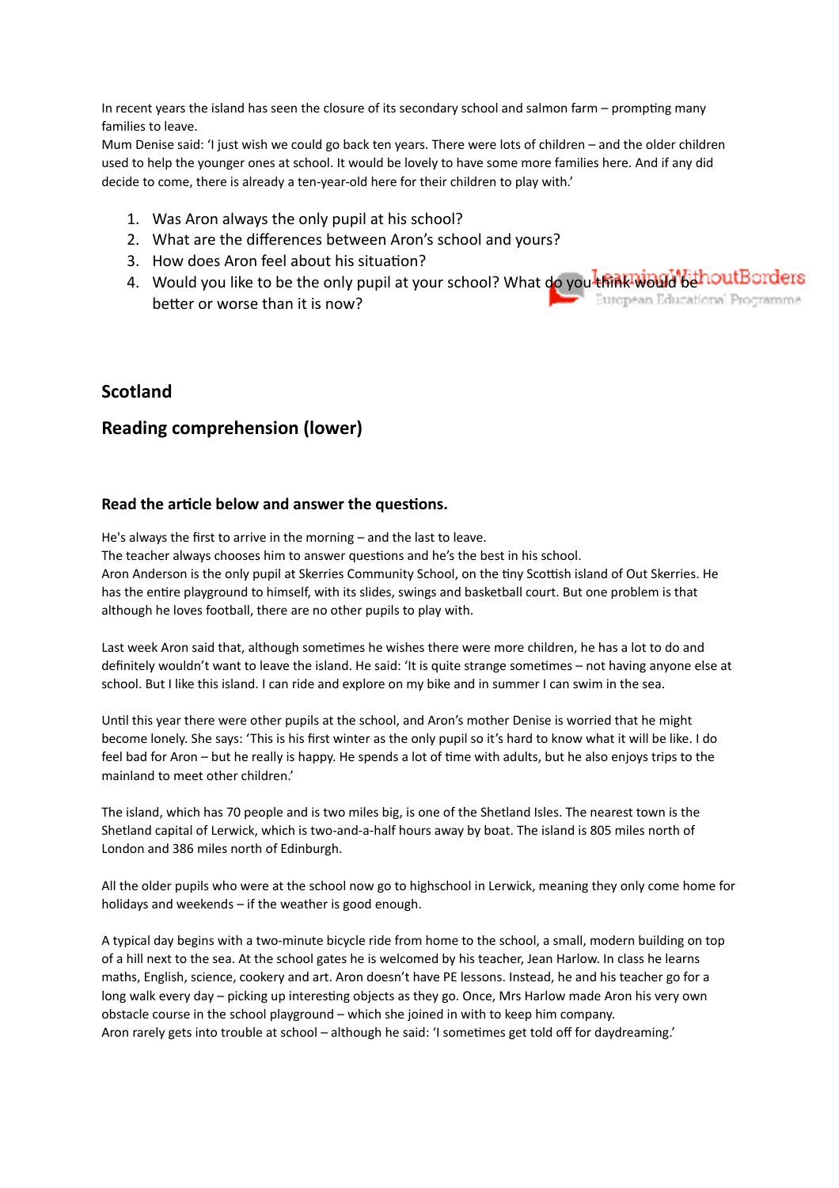In recent years the island has seen the closure of its secondary school and salmon farm – prompting many families to leave.
Mum Denise said: 'I just wish we could go back ten years. There were lots of children – and the older children used to help the younger ones at school. It would be lovely to have some more families here. And if any did decide to come, there is already a ten-year-old here for their children to play with.'

1. Was Aron always the only pupil at his school?
2. What are the differences between Aron's school and yours?
3. How does Aron feel about his situation?
4. Would you like to be the only pupil at your school? What do you think would be better or worse than it is now?

## Scotland

## Reading comprehension (lower)

### Read the article below and answer the questions.

He's always the first to arrive in the morning – and the last to leave.
The teacher always chooses him to answer questions and he's the best in his school.
Aron Anderson is the only pupil at Skerries Community School, on the tiny Scottish island of Out Skerries. He has the entire playground to himself, with its slides, swings and basketball court. But one problem is that although he loves football, there are no other pupils to play with.

Last week Aron said that, although sometimes he wishes there were more children, he has a lot to do and definitely wouldn't want to leave the island. He said: 'It is quite strange sometimes – not having anyone else at school. But I like this island. I can ride and explore on my bike and in summer I can swim in the sea.

Until this year there were other pupils at the school, and Aron's mother Denise is worried that he might become lonely. She says: 'This is his first winter as the only pupil so it's hard to know what it will be like. I do feel bad for Aron – but he really is happy. He spends a lot of time with adults, but he also enjoys trips to the mainland to meet other children.'

The island, which has 70 people and is two miles big, is one of the Shetland Isles. The nearest town is the Shetland capital of Lerwick, which is two-and-a-half hours away by boat. The island is 805 miles north of London and 386 miles north of Edinburgh.

All the older pupils who were at the school now go to highschool in Lerwick, meaning they only come home for holidays and weekends – if the weather is good enough.

A typical day begins with a two-minute bicycle ride from home to the school, a small, modern building on top of a hill next to the sea. At the school gates he is welcomed by his teacher, Jean Harlow. In class he learns maths, English, science, cookery and art. Aron doesn't have PE lessons. Instead, he and his teacher go for a long walk every day – picking up interesting objects as they go. Once, Mrs Harlow made Aron his very own obstacle course in the school playground – which she joined in with to keep him company.
Aron rarely gets into trouble at school – although he said: 'I sometimes get told off for daydreaming.'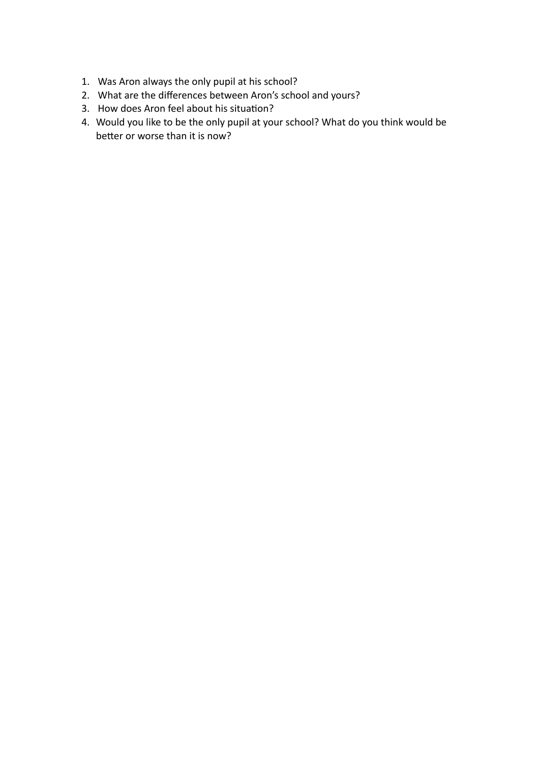1. Was Aron always the only pupil at his school?
2. What are the differences between Aron's school and yours?
3. How does Aron feel about his situation?
4. Would you like to be the only pupil at your school? What do you think would be better or worse than it is now?